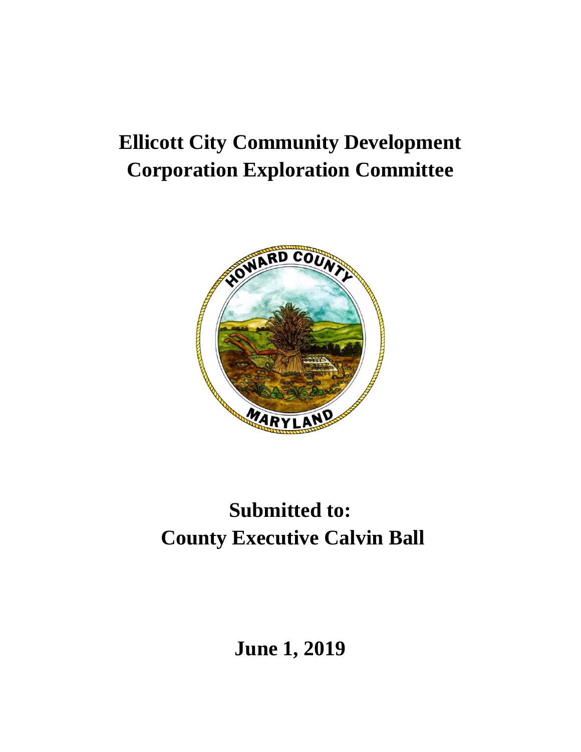# Ellicott City Community Development Corporation Exploration Committee

## Submitted to:
## County Executive Calvin Ball

**June 1, 2019**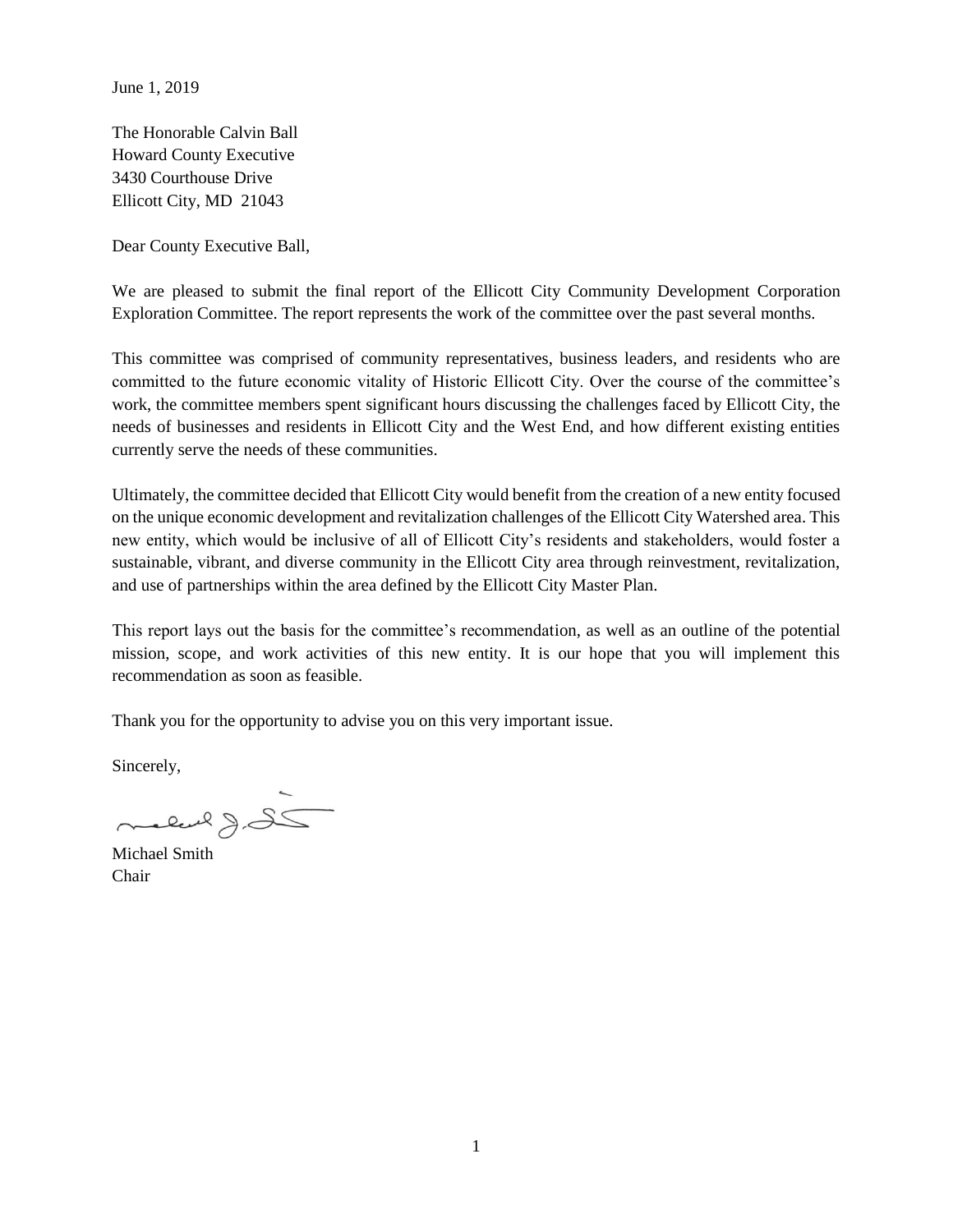June 1, 2019

The Honorable Calvin Ball
Howard County Executive
3430 Courthouse Drive
Ellicott City, MD 21043

Dear County Executive Ball,

We are pleased to submit the final report of the Ellicott City Community Development Corporation Exploration Committee. The report represents the work of the committee over the past several months.

This committee was comprised of community representatives, business leaders, and residents who are committed to the future economic vitality of Historic Ellicott City. Over the course of the committee's work, the committee members spent significant hours discussing the challenges faced by Ellicott City, the needs of businesses and residents in Ellicott City and the West End, and how different existing entities currently serve the needs of these communities.

Ultimately, the committee decided that Ellicott City would benefit from the creation of a new entity focused on the unique economic development and revitalization challenges of the Ellicott City Watershed area. This new entity, which would be inclusive of all of Ellicott City's residents and stakeholders, would foster a sustainable, vibrant, and diverse community in the Ellicott City area through reinvestment, revitalization, and use of partnerships within the area defined by the Ellicott City Master Plan.

This report lays out the basis for the committee's recommendation, as well as an outline of the potential mission, scope, and work activities of this new entity. It is our hope that you will implement this recommendation as soon as feasible.

Thank you for the opportunity to advise you on this very important issue.

Sincerely,

Michael Smith
Chair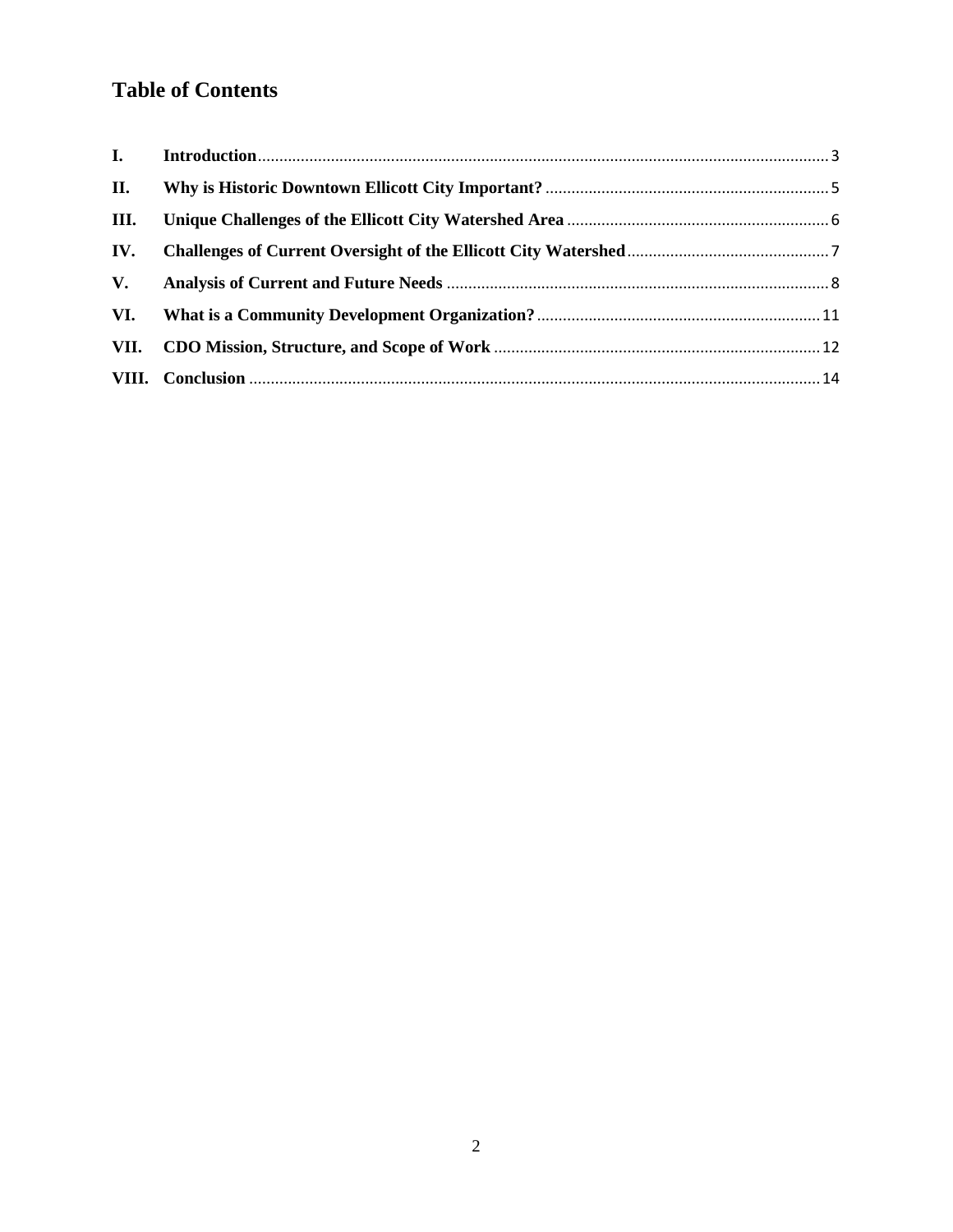# Table of Contents

| | | |
|---|---|---|
| I. | **Introduction** | 3 |
| II. | **Why is Historic Downtown Ellicott City Important?** | 5 |
| III. | **Unique Challenges of the Ellicott City Watershed Area** | 6 |
| IV. | **Challenges of Current Oversight of the Ellicott City Watershed** | 7 |
| V. | **Analysis of Current and Future Needs** | 8 |
| VI. | **What is a Community Development Organization?** | 11 |
| VII. | **CDO Mission, Structure, and Scope of Work** | 12 |
| VIII. | **Conclusion** | 14 |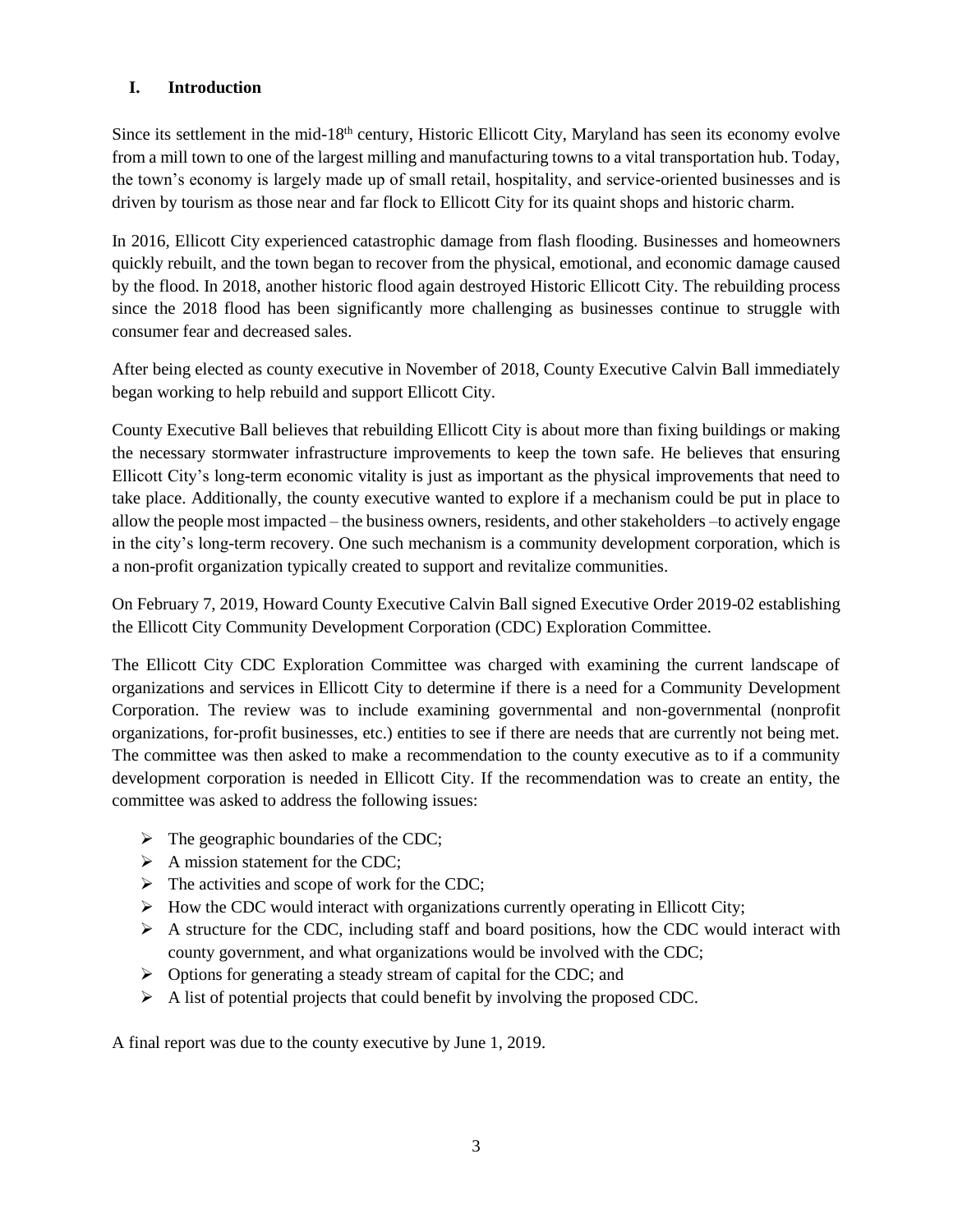## I. Introduction

Since its settlement in the mid-18th century, Historic Ellicott City, Maryland has seen its economy evolve from a mill town to one of the largest milling and manufacturing towns to a vital transportation hub. Today, the town's economy is largely made up of small retail, hospitality, and service-oriented businesses and is driven by tourism as those near and far flock to Ellicott City for its quaint shops and historic charm.

In 2016, Ellicott City experienced catastrophic damage from flash flooding. Businesses and homeowners quickly rebuilt, and the town began to recover from the physical, emotional, and economic damage caused by the flood. In 2018, another historic flood again destroyed Historic Ellicott City. The rebuilding process since the 2018 flood has been significantly more challenging as businesses continue to struggle with consumer fear and decreased sales.

After being elected as county executive in November of 2018, County Executive Calvin Ball immediately began working to help rebuild and support Ellicott City.

County Executive Ball believes that rebuilding Ellicott City is about more than fixing buildings or making the necessary stormwater infrastructure improvements to keep the town safe. He believes that ensuring Ellicott City's long-term economic vitality is just as important as the physical improvements that need to take place. Additionally, the county executive wanted to explore if a mechanism could be put in place to allow the people most impacted – the business owners, residents, and other stakeholders –to actively engage in the city's long-term recovery. One such mechanism is a community development corporation, which is a non-profit organization typically created to support and revitalize communities.

On February 7, 2019, Howard County Executive Calvin Ball signed Executive Order 2019-02 establishing the Ellicott City Community Development Corporation (CDC) Exploration Committee.

The Ellicott City CDC Exploration Committee was charged with examining the current landscape of organizations and services in Ellicott City to determine if there is a need for a Community Development Corporation. The review was to include examining governmental and non-governmental (nonprofit organizations, for-profit businesses, etc.) entities to see if there are needs that are currently not being met. The committee was then asked to make a recommendation to the county executive as to if a community development corporation is needed in Ellicott City. If the recommendation was to create an entity, the committee was asked to address the following issues:

- The geographic boundaries of the CDC;
- A mission statement for the CDC;
- The activities and scope of work for the CDC;
- How the CDC would interact with organizations currently operating in Ellicott City;
- A structure for the CDC, including staff and board positions, how the CDC would interact with county government, and what organizations would be involved with the CDC;
- Options for generating a steady stream of capital for the CDC; and
- A list of potential projects that could benefit by involving the proposed CDC.

A final report was due to the county executive by June 1, 2019.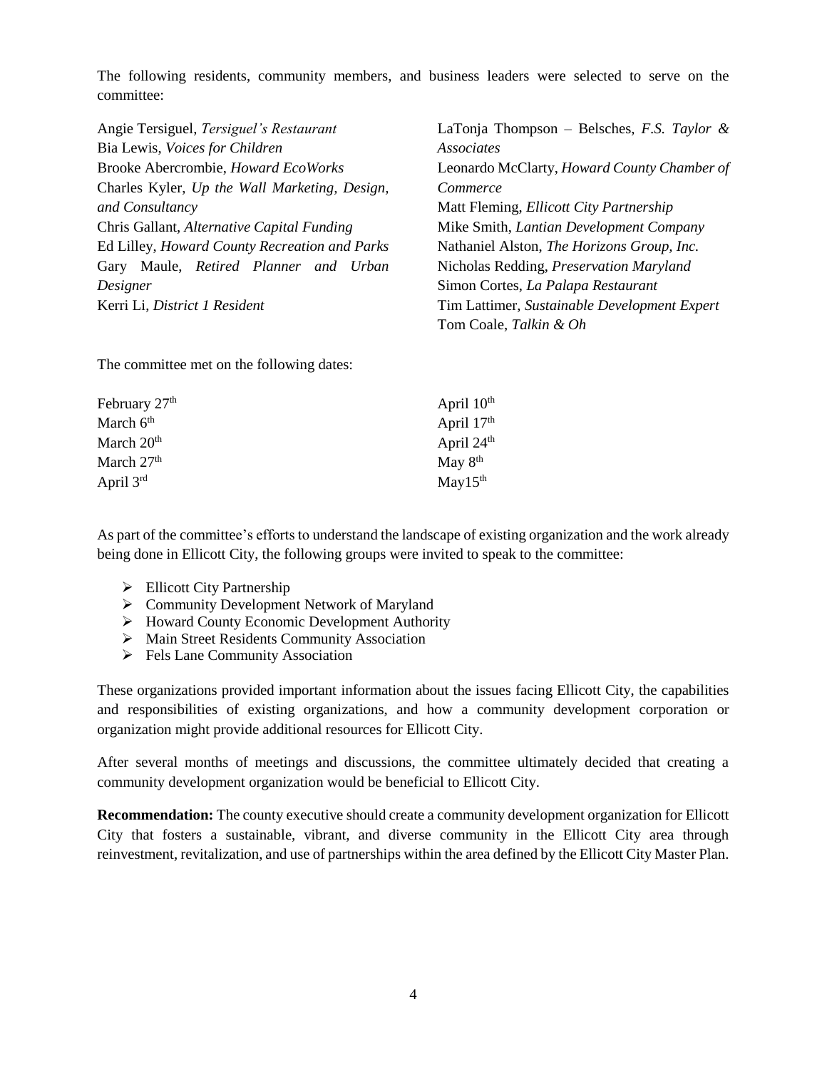The following residents, community members, and business leaders were selected to serve on the committee:

Angie Tersiguel, *Tersiguel's Restaurant*
Bia Lewis, *Voices for Children*
Brooke Abercrombie, *Howard EcoWorks*
Charles Kyler, *Up the Wall Marketing, Design, and Consultancy*
Chris Gallant, *Alternative Capital Funding*
Ed Lilley, *Howard County Recreation and Parks*
Gary Maule, *Retired Planner and Urban Designer*
Kerri Li, *District 1 Resident*
LaTonja Thompson – Belsches, *F.S. Taylor & Associates*
Leonardo McClarty, *Howard County Chamber of Commerce*
Matt Fleming, *Ellicott City Partnership*
Mike Smith, *Lantian Development Company*
Nathaniel Alston, *The Horizons Group, Inc.*
Nicholas Redding, *Preservation Maryland*
Simon Cortes, *La Palapa Restaurant*
Tim Lattimer, *Sustainable Development Expert*
Tom Coale, *Talkin & Oh*

The committee met on the following dates:

February 27th
March 6th
March 20th
March 27th
April 3rd
April 10th
April 17th
April 24th
May 8th
May15th

As part of the committee's efforts to understand the landscape of existing organization and the work already being done in Ellicott City, the following groups were invited to speak to the committee:

- Ellicott City Partnership
- Community Development Network of Maryland
- Howard County Economic Development Authority
- Main Street Residents Community Association
- Fels Lane Community Association

These organizations provided important information about the issues facing Ellicott City, the capabilities and responsibilities of existing organizations, and how a community development corporation or organization might provide additional resources for Ellicott City.

After several months of meetings and discussions, the committee ultimately decided that creating a community development organization would be beneficial to Ellicott City.

**Recommendation:** The county executive should create a community development organization for Ellicott City that fosters a sustainable, vibrant, and diverse community in the Ellicott City area through reinvestment, revitalization, and use of partnerships within the area defined by the Ellicott City Master Plan.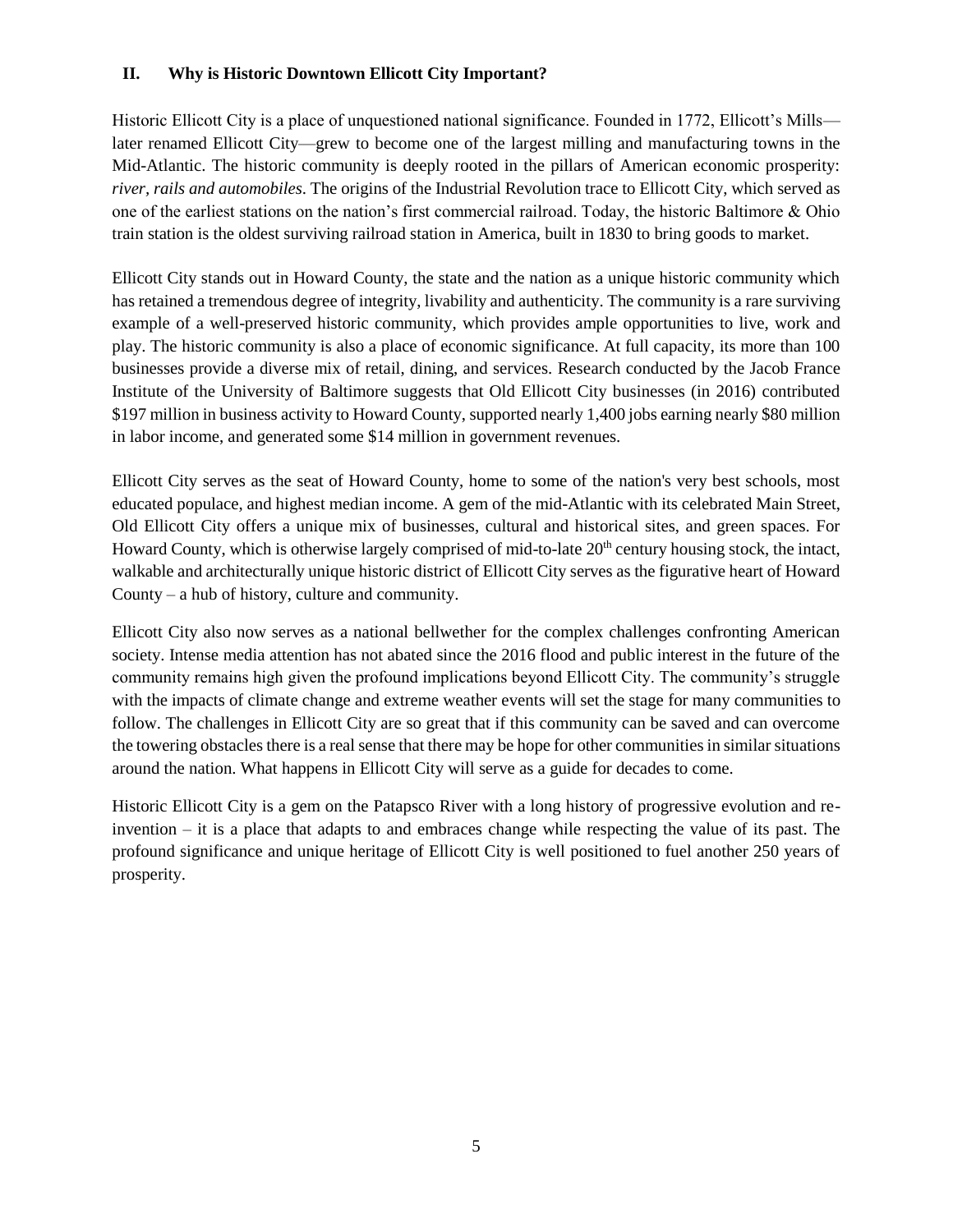## II. Why is Historic Downtown Ellicott City Important?

Historic Ellicott City is a place of unquestioned national significance. Founded in 1772, Ellicott's Mills—later renamed Ellicott City—grew to become one of the largest milling and manufacturing towns in the Mid-Atlantic. The historic community is deeply rooted in the pillars of American economic prosperity: *river, rails and automobiles*. The origins of the Industrial Revolution trace to Ellicott City, which served as one of the earliest stations on the nation's first commercial railroad. Today, the historic Baltimore & Ohio train station is the oldest surviving railroad station in America, built in 1830 to bring goods to market.

Ellicott City stands out in Howard County, the state and the nation as a unique historic community which has retained a tremendous degree of integrity, livability and authenticity. The community is a rare surviving example of a well-preserved historic community, which provides ample opportunities to live, work and play. The historic community is also a place of economic significance. At full capacity, its more than 100 businesses provide a diverse mix of retail, dining, and services. Research conducted by the Jacob France Institute of the University of Baltimore suggests that Old Ellicott City businesses (in 2016) contributed \$197 million in business activity to Howard County, supported nearly 1,400 jobs earning nearly \$80 million in labor income, and generated some \$14 million in government revenues.

Ellicott City serves as the seat of Howard County, home to some of the nation's very best schools, most educated populace, and highest median income. A gem of the mid-Atlantic with its celebrated Main Street, Old Ellicott City offers a unique mix of businesses, cultural and historical sites, and green spaces. For Howard County, which is otherwise largely comprised of mid-to-late 20th century housing stock, the intact, walkable and architecturally unique historic district of Ellicott City serves as the figurative heart of Howard County – a hub of history, culture and community.

Ellicott City also now serves as a national bellwether for the complex challenges confronting American society. Intense media attention has not abated since the 2016 flood and public interest in the future of the community remains high given the profound implications beyond Ellicott City. The community's struggle with the impacts of climate change and extreme weather events will set the stage for many communities to follow. The challenges in Ellicott City are so great that if this community can be saved and can overcome the towering obstacles there is a real sense that there may be hope for other communities in similar situations around the nation. What happens in Ellicott City will serve as a guide for decades to come.

Historic Ellicott City is a gem on the Patapsco River with a long history of progressive evolution and re-invention – it is a place that adapts to and embraces change while respecting the value of its past. The profound significance and unique heritage of Ellicott City is well positioned to fuel another 250 years of prosperity.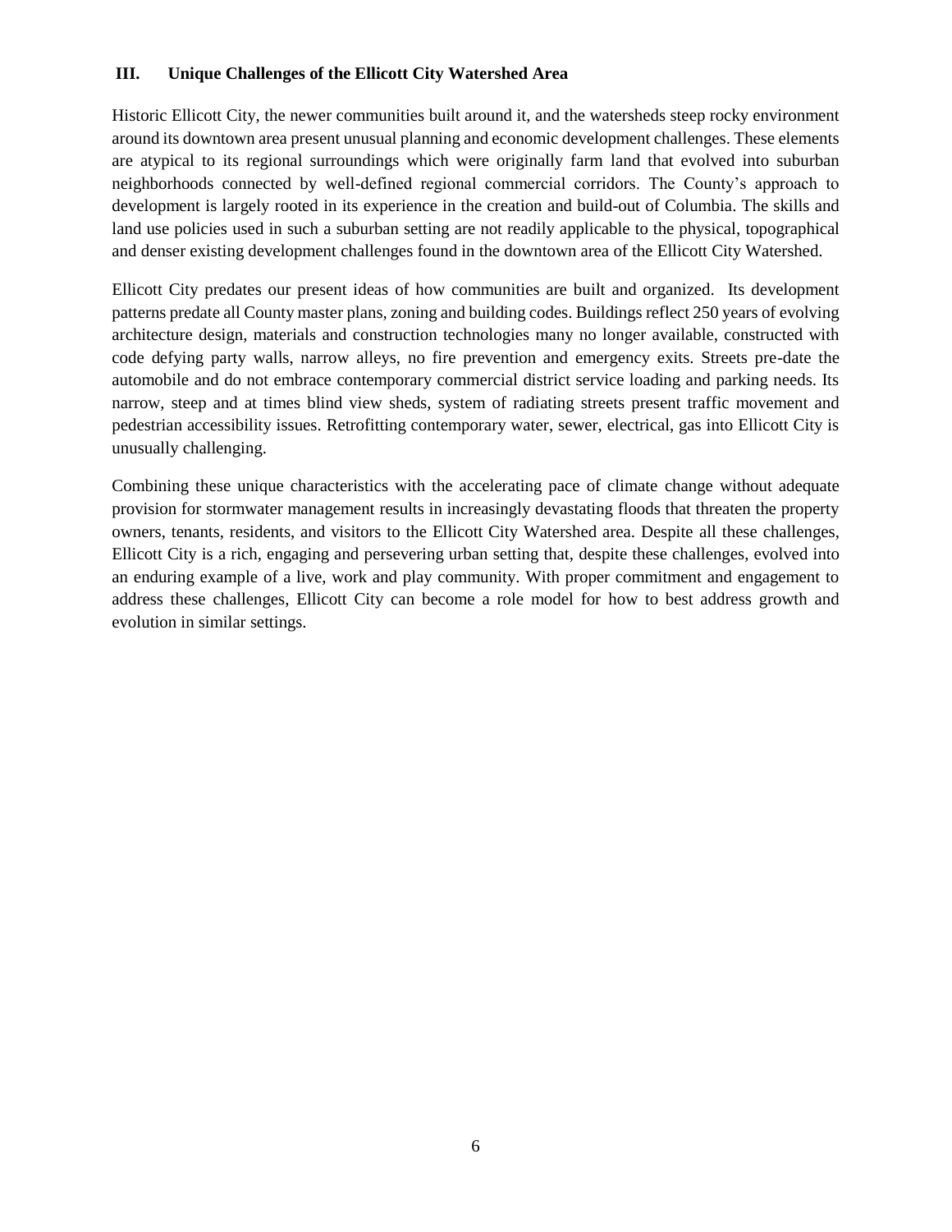### III. Unique Challenges of the Ellicott City Watershed Area

Historic Ellicott City, the newer communities built around it, and the watersheds steep rocky environment around its downtown area present unusual planning and economic development challenges. These elements are atypical to its regional surroundings which were originally farm land that evolved into suburban neighborhoods connected by well-defined regional commercial corridors. The County's approach to development is largely rooted in its experience in the creation and build-out of Columbia. The skills and land use policies used in such a suburban setting are not readily applicable to the physical, topographical and denser existing development challenges found in the downtown area of the Ellicott City Watershed.

Ellicott City predates our present ideas of how communities are built and organized. Its development patterns predate all County master plans, zoning and building codes. Buildings reflect 250 years of evolving architecture design, materials and construction technologies many no longer available, constructed with code defying party walls, narrow alleys, no fire prevention and emergency exits. Streets pre-date the automobile and do not embrace contemporary commercial district service loading and parking needs. Its narrow, steep and at times blind view sheds, system of radiating streets present traffic movement and pedestrian accessibility issues. Retrofitting contemporary water, sewer, electrical, gas into Ellicott City is unusually challenging.

Combining these unique characteristics with the accelerating pace of climate change without adequate provision for stormwater management results in increasingly devastating floods that threaten the property owners, tenants, residents, and visitors to the Ellicott City Watershed area. Despite all these challenges, Ellicott City is a rich, engaging and persevering urban setting that, despite these challenges, evolved into an enduring example of a live, work and play community. With proper commitment and engagement to address these challenges, Ellicott City can become a role model for how to best address growth and evolution in similar settings.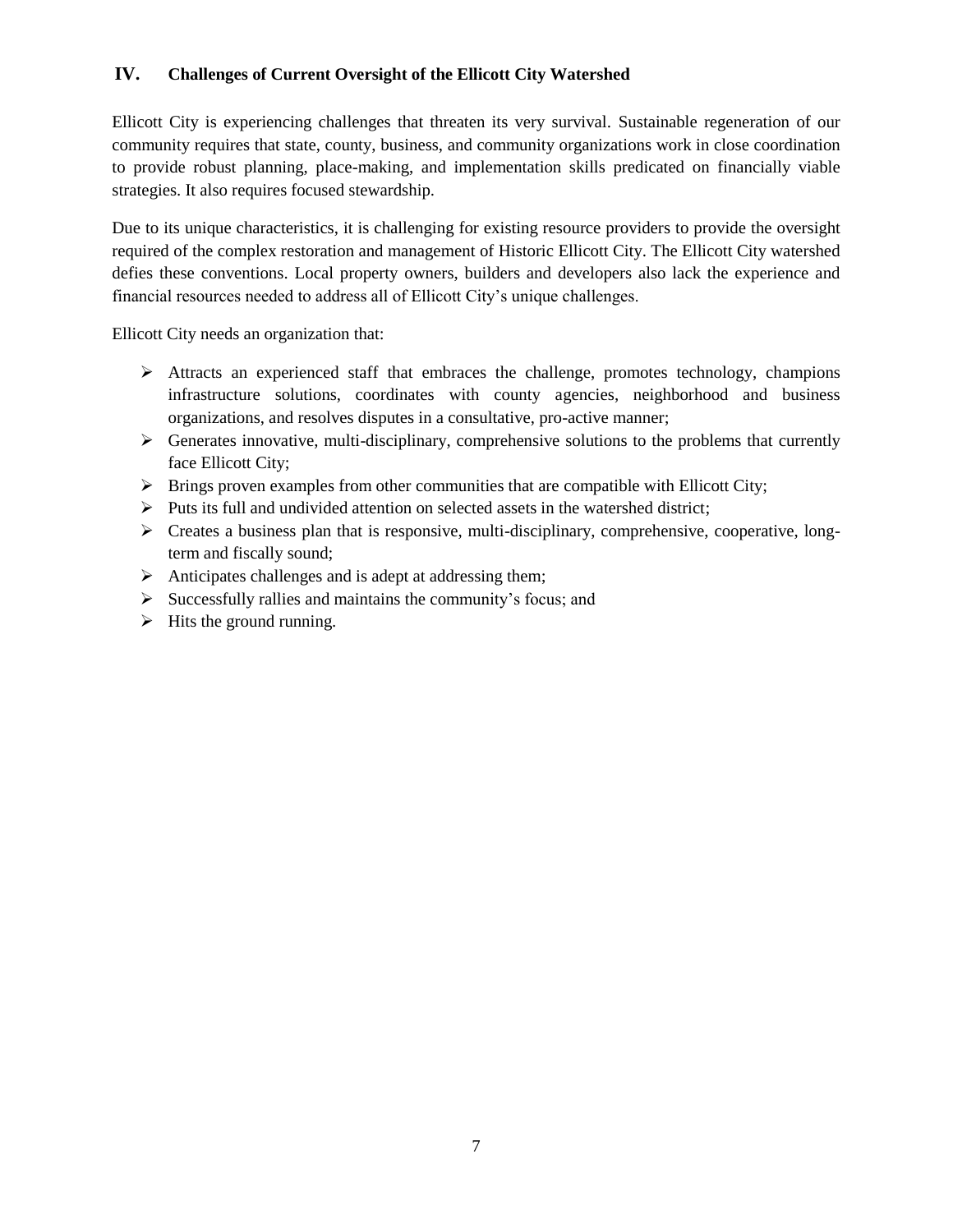## IV. Challenges of Current Oversight of the Ellicott City Watershed

Ellicott City is experiencing challenges that threaten its very survival. Sustainable regeneration of our community requires that state, county, business, and community organizations work in close coordination to provide robust planning, place-making, and implementation skills predicated on financially viable strategies. It also requires focused stewardship.

Due to its unique characteristics, it is challenging for existing resource providers to provide the oversight required of the complex restoration and management of Historic Ellicott City. The Ellicott City watershed defies these conventions. Local property owners, builders and developers also lack the experience and financial resources needed to address all of Ellicott City's unique challenges.

Ellicott City needs an organization that:

- Attracts an experienced staff that embraces the challenge, promotes technology, champions infrastructure solutions, coordinates with county agencies, neighborhood and business organizations, and resolves disputes in a consultative, pro-active manner;
- Generates innovative, multi-disciplinary, comprehensive solutions to the problems that currently face Ellicott City;
- Brings proven examples from other communities that are compatible with Ellicott City;
- Puts its full and undivided attention on selected assets in the watershed district;
- Creates a business plan that is responsive, multi-disciplinary, comprehensive, cooperative, long-term and fiscally sound;
- Anticipates challenges and is adept at addressing them;
- Successfully rallies and maintains the community's focus; and
- Hits the ground running.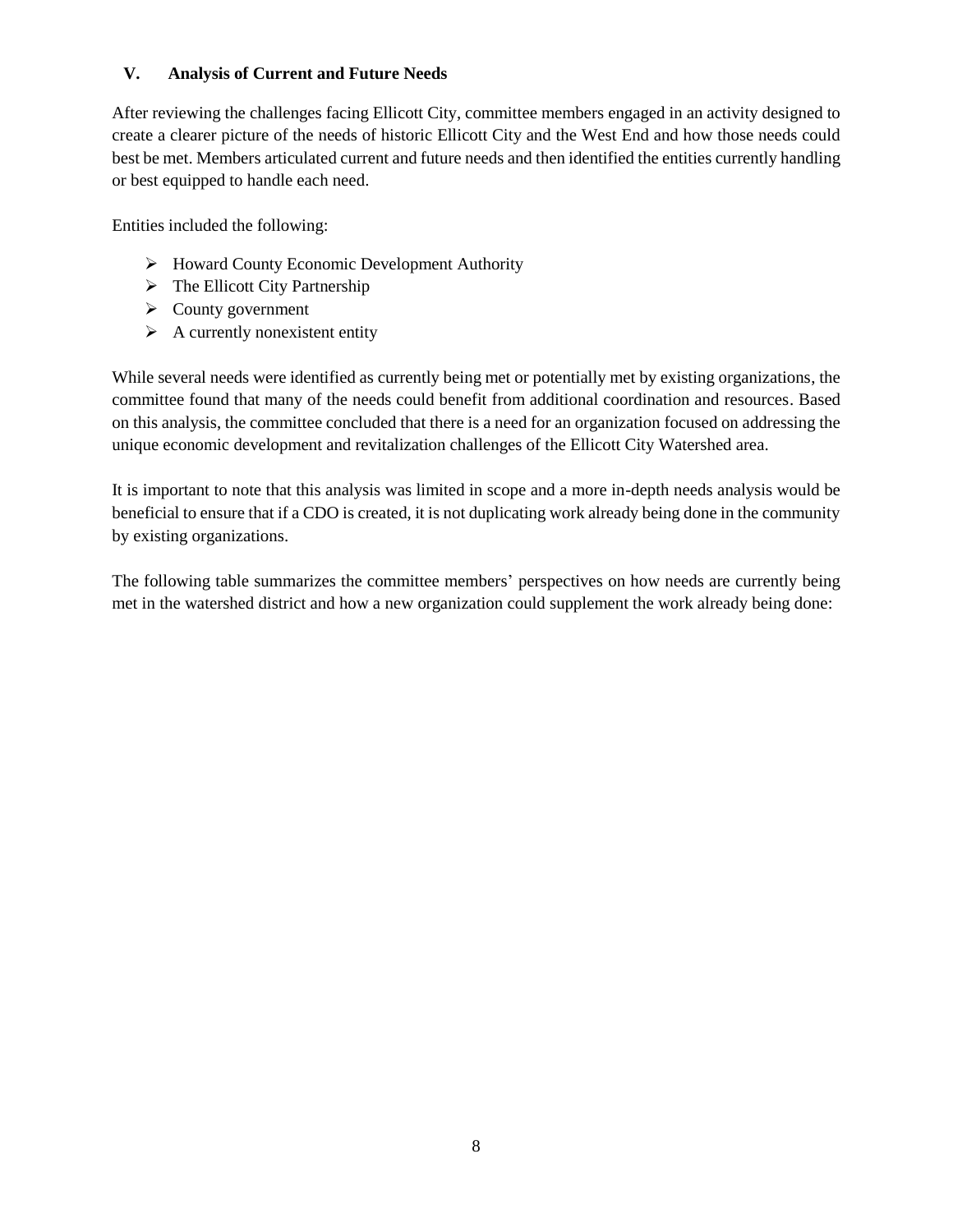## V. Analysis of Current and Future Needs

After reviewing the challenges facing Ellicott City, committee members engaged in an activity designed to create a clearer picture of the needs of historic Ellicott City and the West End and how those needs could best be met. Members articulated current and future needs and then identified the entities currently handling or best equipped to handle each need.

Entities included the following:

- Howard County Economic Development Authority
- The Ellicott City Partnership
- County government
- A currently nonexistent entity

While several needs were identified as currently being met or potentially met by existing organizations, the committee found that many of the needs could benefit from additional coordination and resources. Based on this analysis, the committee concluded that there is a need for an organization focused on addressing the unique economic development and revitalization challenges of the Ellicott City Watershed area.

It is important to note that this analysis was limited in scope and a more in-depth needs analysis would be beneficial to ensure that if a CDO is created, it is not duplicating work already being done in the community by existing organizations.

The following table summarizes the committee members' perspectives on how needs are currently being met in the watershed district and how a new organization could supplement the work already being done: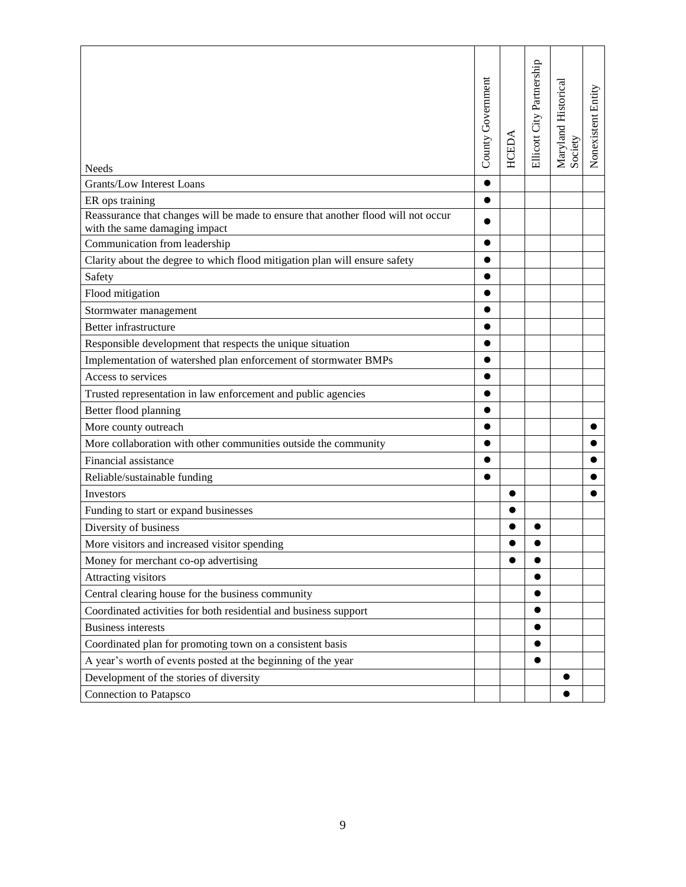| Needs | County Government | HCEDA | Ellicott City Partnership | Maryland Historical Society | Nonexistent Entity |
|---|---|---|---|---|---|
| Grants/Low Interest Loans | ● | | | | |
| ER ops training | ● | | | | |
| Reassurance that changes will be made to ensure that another flood will not occur with the same damaging impact | ● | | | | |
| Communication from leadership | ● | | | | |
| Clarity about the degree to which flood mitigation plan will ensure safety | ● | | | | |
| Safety | ● | | | | |
| Flood mitigation | ● | | | | |
| Stormwater management | ● | | | | |
| Better infrastructure | ● | | | | |
| Responsible development that respects the unique situation | ● | | | | |
| Implementation of watershed plan enforcement of stormwater BMPs | ● | | | | |
| Access to services | ● | | | | |
| Trusted representation in law enforcement and public agencies | ● | | | | |
| Better flood planning | ● | | | | |
| More county outreach | ● | | | | ● |
| More collaboration with other communities outside the community | ● | | | | ● |
| Financial assistance | ● | | | | ● |
| Reliable/sustainable funding | ● | | | | ● |
| Investors | | ● | | | ● |
| Funding to start or expand businesses | | ● | | | |
| Diversity of business | | ● | ● | | |
| More visitors and increased visitor spending | | ● | ● | | |
| Money for merchant co-op advertising | | ● | ● | | |
| Attracting visitors | | | ● | | |
| Central clearing house for the business community | | | ● | | |
| Coordinated activities for both residential and business support | | | ● | | |
| Business interests | | | ● | | |
| Coordinated plan for promoting town on a consistent basis | | | ● | | |
| A year's worth of events posted at the beginning of the year | | | ● | | |
| Development of the stories of diversity | | | | ● | |
| Connection to Patapsco | | | | ● | |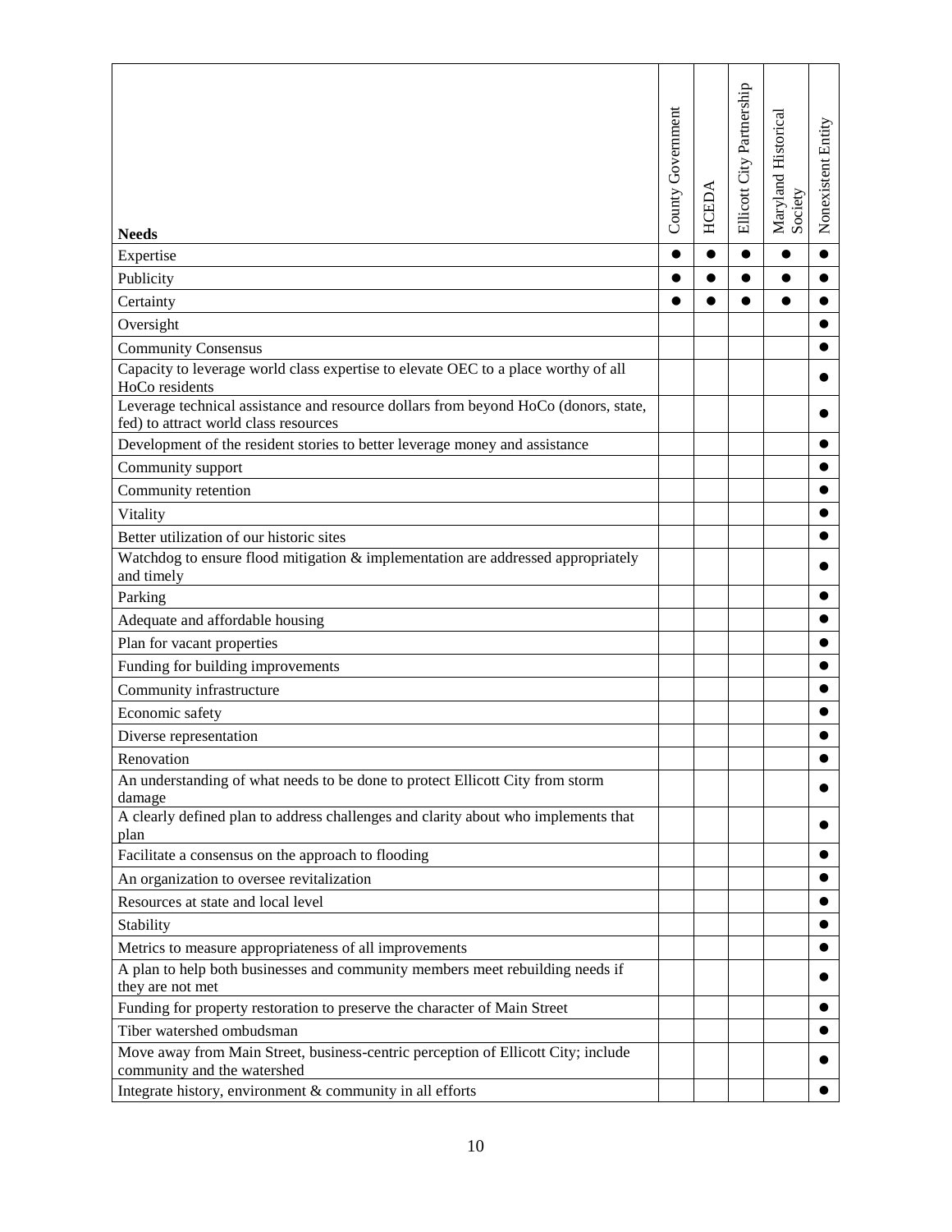| Needs | County Government | HCEDA | Ellicott City Partnership | Maryland Historical Society | Nonexistent Entity |
|---|---|---|---|---|---|
| Expertise | ● | ● | ● | ● | ● |
| Publicity | ● | ● | ● | ● | ● |
| Certainty | ● | ● | ● | ● | ● |
| Oversight | | | | | ● |
| Community Consensus | | | | | ● |
| Capacity to leverage world class expertise to elevate OEC to a place worthy of all HoCo residents | | | | | ● |
| Leverage technical assistance and resource dollars from beyond HoCo (donors, state, fed) to attract world class resources | | | | | ● |
| Development of the resident stories to better leverage money and assistance | | | | | ● |
| Community support | | | | | ● |
| Community retention | | | | | ● |
| Vitality | | | | | ● |
| Better utilization of our historic sites | | | | | ● |
| Watchdog to ensure flood mitigation & implementation are addressed appropriately and timely | | | | | ● |
| Parking | | | | | ● |
| Adequate and affordable housing | | | | | ● |
| Plan for vacant properties | | | | | ● |
| Funding for building improvements | | | | | ● |
| Community infrastructure | | | | | ● |
| Economic safety | | | | | ● |
| Diverse representation | | | | | ● |
| Renovation | | | | | ● |
| An understanding of what needs to be done to protect Ellicott City from storm damage | | | | | ● |
| A clearly defined plan to address challenges and clarity about who implements that plan | | | | | ● |
| Facilitate a consensus on the approach to flooding | | | | | ● |
| An organization to oversee revitalization | | | | | ● |
| Resources at state and local level | | | | | ● |
| Stability | | | | | ● |
| Metrics to measure appropriateness of all improvements | | | | | ● |
| A plan to help both businesses and community members meet rebuilding needs if they are not met | | | | | ● |
| Funding for property restoration to preserve the character of Main Street | | | | | ● |
| Tiber watershed ombudsman | | | | | ● |
| Move away from Main Street, business-centric perception of Ellicott City; include community and the watershed | | | | | ● |
| Integrate history, environment & community in all efforts | | | | | ● |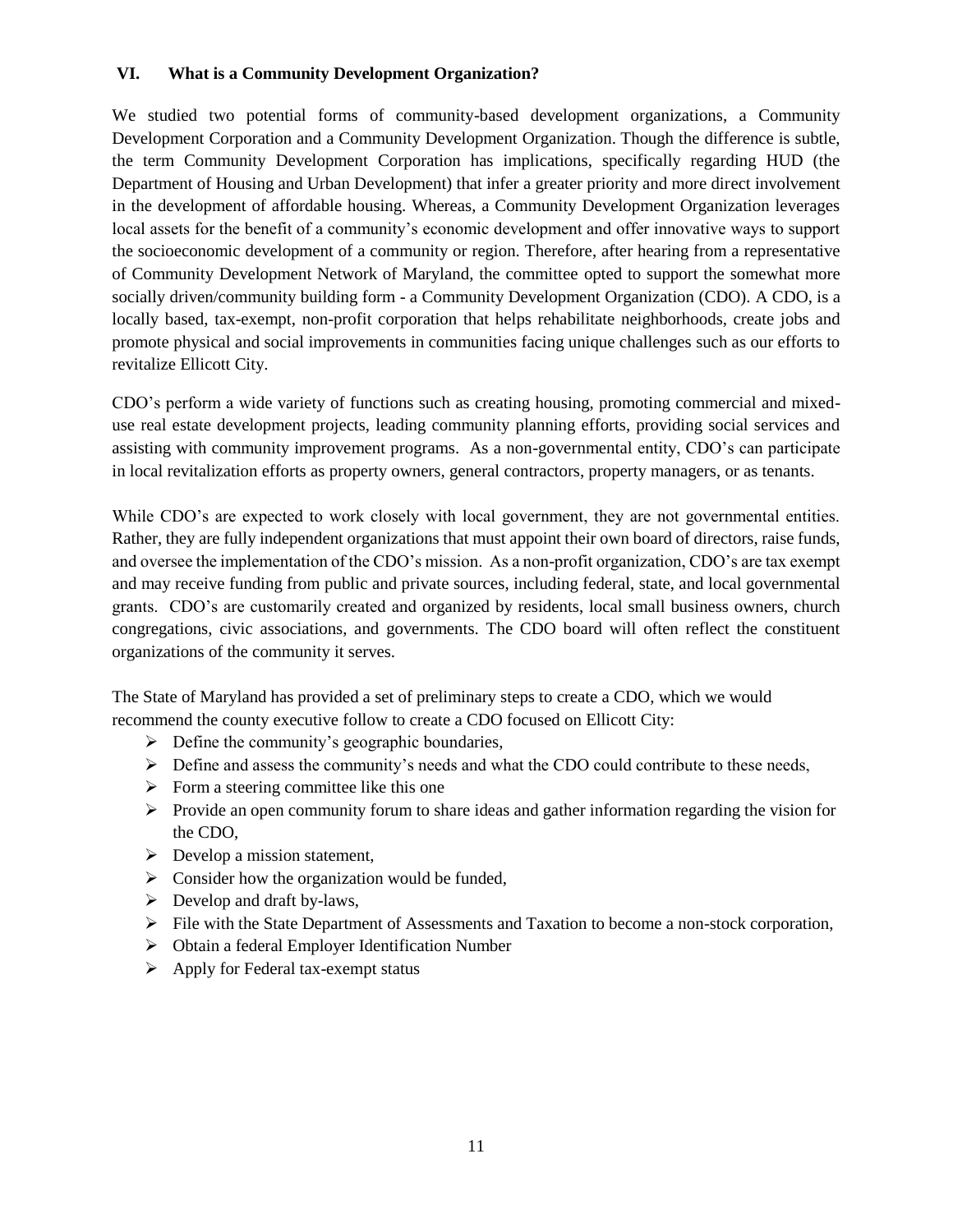## VI. What is a Community Development Organization?

We studied two potential forms of community-based development organizations, a Community Development Corporation and a Community Development Organization. Though the difference is subtle, the term Community Development Corporation has implications, specifically regarding HUD (the Department of Housing and Urban Development) that infer a greater priority and more direct involvement in the development of affordable housing. Whereas, a Community Development Organization leverages local assets for the benefit of a community's economic development and offer innovative ways to support the socioeconomic development of a community or region. Therefore, after hearing from a representative of Community Development Network of Maryland, the committee opted to support the somewhat more socially driven/community building form - a Community Development Organization (CDO). A CDO, is a locally based, tax-exempt, non-profit corporation that helps rehabilitate neighborhoods, create jobs and promote physical and social improvements in communities facing unique challenges such as our efforts to revitalize Ellicott City.

CDO's perform a wide variety of functions such as creating housing, promoting commercial and mixed-use real estate development projects, leading community planning efforts, providing social services and assisting with community improvement programs. As a non-governmental entity, CDO's can participate in local revitalization efforts as property owners, general contractors, property managers, or as tenants.

While CDO's are expected to work closely with local government, they are not governmental entities. Rather, they are fully independent organizations that must appoint their own board of directors, raise funds, and oversee the implementation of the CDO's mission. As a non-profit organization, CDO's are tax exempt and may receive funding from public and private sources, including federal, state, and local governmental grants. CDO's are customarily created and organized by residents, local small business owners, church congregations, civic associations, and governments. The CDO board will often reflect the constituent organizations of the community it serves.

The State of Maryland has provided a set of preliminary steps to create a CDO, which we would recommend the county executive follow to create a CDO focused on Ellicott City:

- Define the community's geographic boundaries,
- Define and assess the community's needs and what the CDO could contribute to these needs,
- Form a steering committee like this one
- Provide an open community forum to share ideas and gather information regarding the vision for the CDO,
- Develop a mission statement,
- Consider how the organization would be funded,
- Develop and draft by-laws,
- File with the State Department of Assessments and Taxation to become a non-stock corporation,
- Obtain a federal Employer Identification Number
- Apply for Federal tax-exempt status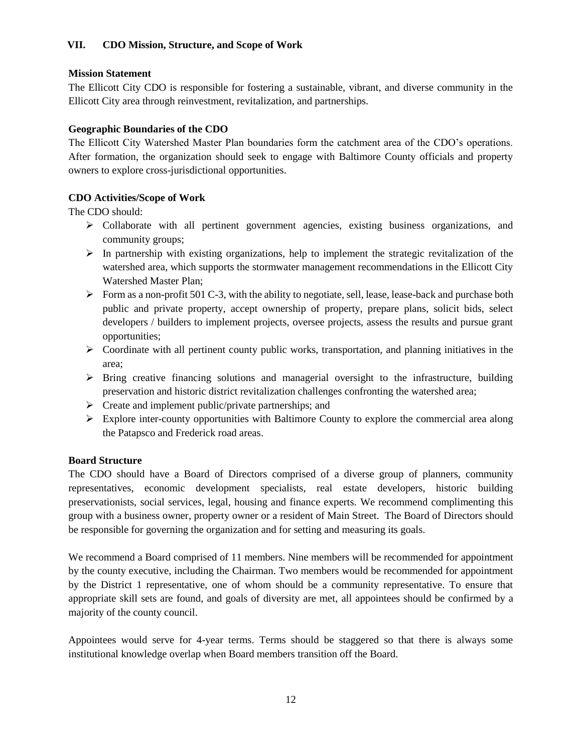## VII. CDO Mission, Structure, and Scope of Work

### Mission Statement

The Ellicott City CDO is responsible for fostering a sustainable, vibrant, and diverse community in the Ellicott City area through reinvestment, revitalization, and partnerships.

### Geographic Boundaries of the CDO

The Ellicott City Watershed Master Plan boundaries form the catchment area of the CDO's operations. After formation, the organization should seek to engage with Baltimore County officials and property owners to explore cross-jurisdictional opportunities.

### CDO Activities/Scope of Work

The CDO should:

- Collaborate with all pertinent government agencies, existing business organizations, and community groups;
- In partnership with existing organizations, help to implement the strategic revitalization of the watershed area, which supports the stormwater management recommendations in the Ellicott City Watershed Master Plan;
- Form as a non-profit 501 C-3, with the ability to negotiate, sell, lease, lease-back and purchase both public and private property, accept ownership of property, prepare plans, solicit bids, select developers / builders to implement projects, oversee projects, assess the results and pursue grant opportunities;
- Coordinate with all pertinent county public works, transportation, and planning initiatives in the area;
- Bring creative financing solutions and managerial oversight to the infrastructure, building preservation and historic district revitalization challenges confronting the watershed area;
- Create and implement public/private partnerships; and
- Explore inter-county opportunities with Baltimore County to explore the commercial area along the Patapsco and Frederick road areas.

### Board Structure

The CDO should have a Board of Directors comprised of a diverse group of planners, community representatives, economic development specialists, real estate developers, historic building preservationists, social services, legal, housing and finance experts. We recommend complimenting this group with a business owner, property owner or a resident of Main Street. The Board of Directors should be responsible for governing the organization and for setting and measuring its goals.

We recommend a Board comprised of 11 members. Nine members will be recommended for appointment by the county executive, including the Chairman. Two members would be recommended for appointment by the District 1 representative, one of whom should be a community representative. To ensure that appropriate skill sets are found, and goals of diversity are met, all appointees should be confirmed by a majority of the county council.

Appointees would serve for 4-year terms. Terms should be staggered so that there is always some institutional knowledge overlap when Board members transition off the Board.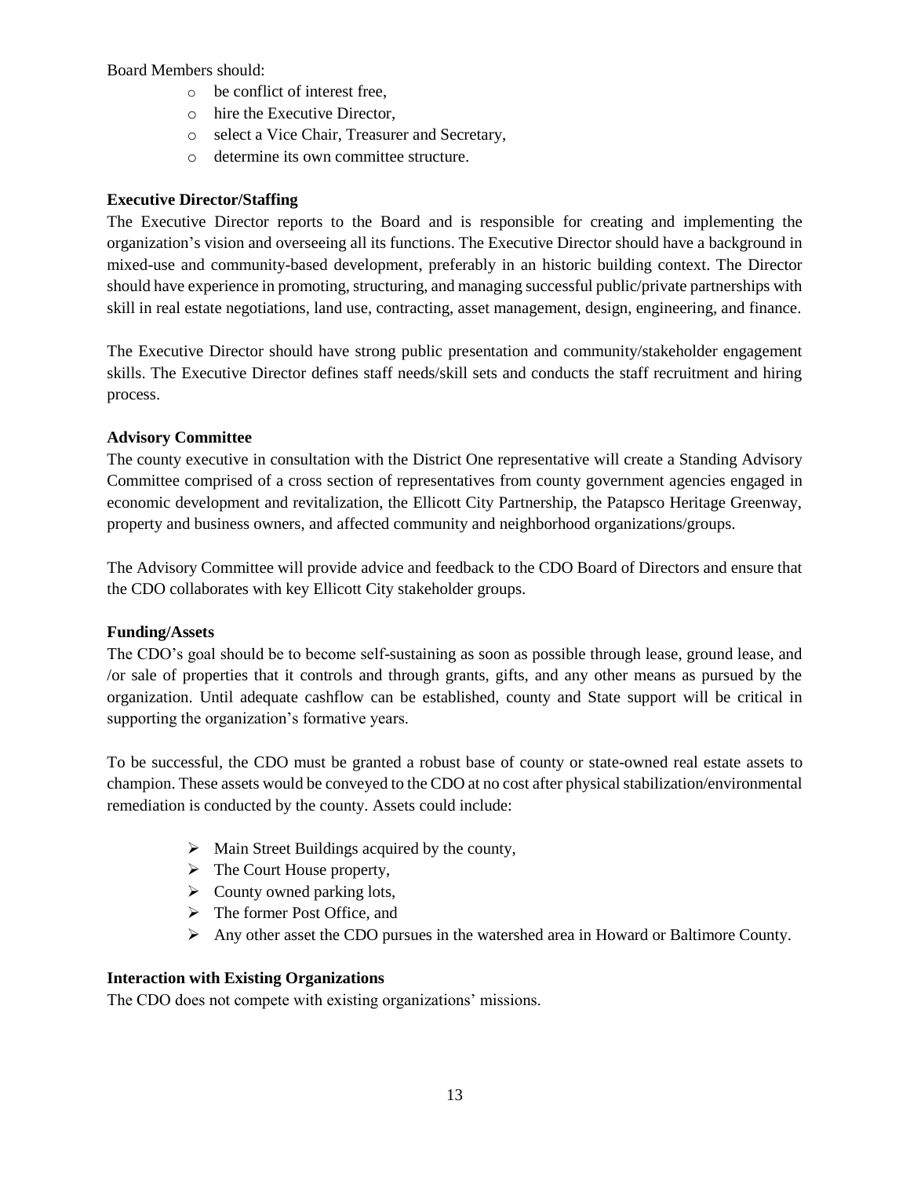Board Members should:

- be conflict of interest free,
- hire the Executive Director,
- select a Vice Chair, Treasurer and Secretary,
- determine its own committee structure.

**Executive Director/Staffing**

The Executive Director reports to the Board and is responsible for creating and implementing the organization's vision and overseeing all its functions. The Executive Director should have a background in mixed-use and community-based development, preferably in an historic building context. The Director should have experience in promoting, structuring, and managing successful public/private partnerships with skill in real estate negotiations, land use, contracting, asset management, design, engineering, and finance.

The Executive Director should have strong public presentation and community/stakeholder engagement skills. The Executive Director defines staff needs/skill sets and conducts the staff recruitment and hiring process.

**Advisory Committee**

The county executive in consultation with the District One representative will create a Standing Advisory Committee comprised of a cross section of representatives from county government agencies engaged in economic development and revitalization, the Ellicott City Partnership, the Patapsco Heritage Greenway, property and business owners, and affected community and neighborhood organizations/groups.

The Advisory Committee will provide advice and feedback to the CDO Board of Directors and ensure that the CDO collaborates with key Ellicott City stakeholder groups.

**Funding/Assets**

The CDO's goal should be to become self-sustaining as soon as possible through lease, ground lease, and /or sale of properties that it controls and through grants, gifts, and any other means as pursued by the organization. Until adequate cashflow can be established, county and State support will be critical in supporting the organization's formative years.

To be successful, the CDO must be granted a robust base of county or state-owned real estate assets to champion. These assets would be conveyed to the CDO at no cost after physical stabilization/environmental remediation is conducted by the county. Assets could include:

- Main Street Buildings acquired by the county,
- The Court House property,
- County owned parking lots,
- The former Post Office, and
- Any other asset the CDO pursues in the watershed area in Howard or Baltimore County.

**Interaction with Existing Organizations**

The CDO does not compete with existing organizations' missions.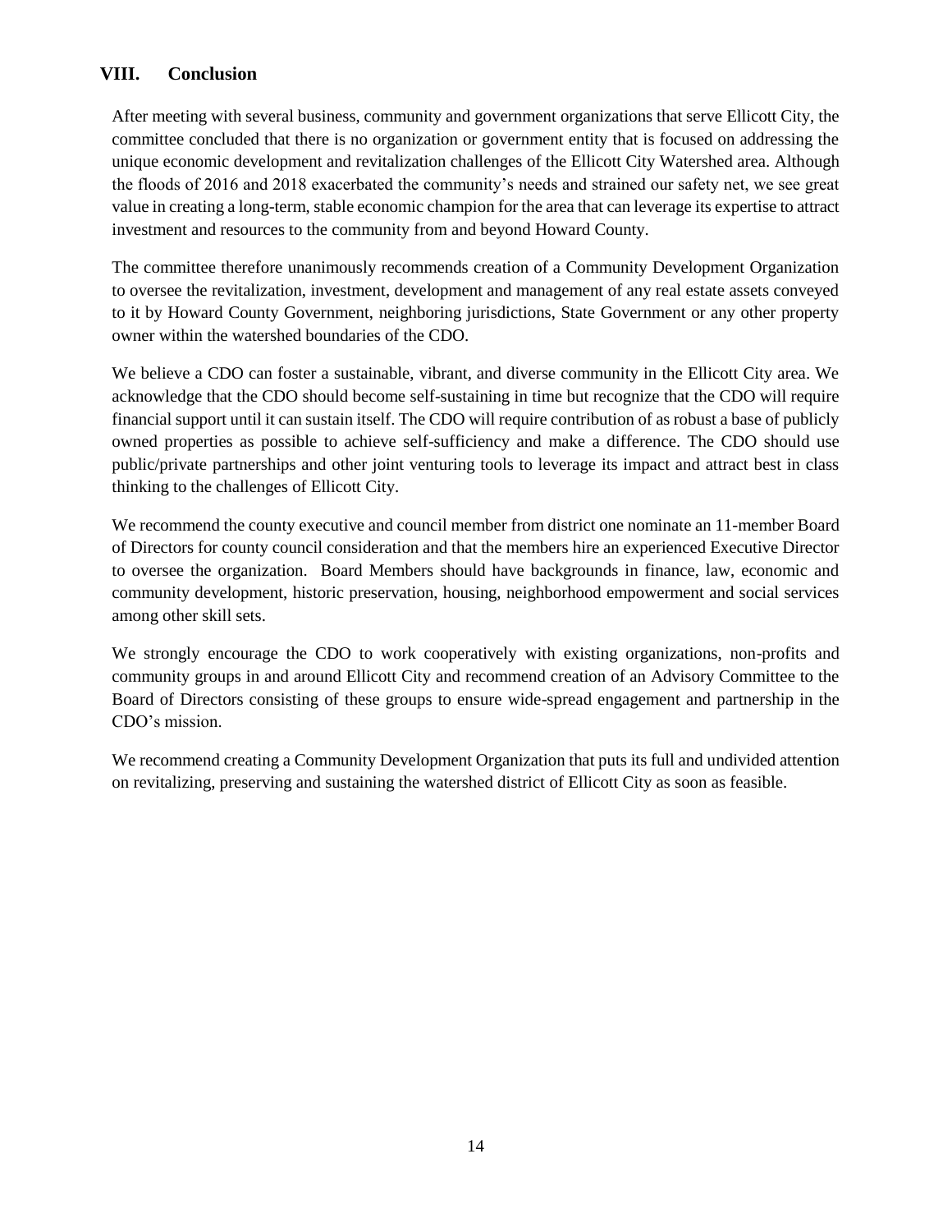## VIII. Conclusion

After meeting with several business, community and government organizations that serve Ellicott City, the committee concluded that there is no organization or government entity that is focused on addressing the unique economic development and revitalization challenges of the Ellicott City Watershed area. Although the floods of 2016 and 2018 exacerbated the community's needs and strained our safety net, we see great value in creating a long-term, stable economic champion for the area that can leverage its expertise to attract investment and resources to the community from and beyond Howard County.

The committee therefore unanimously recommends creation of a Community Development Organization to oversee the revitalization, investment, development and management of any real estate assets conveyed to it by Howard County Government, neighboring jurisdictions, State Government or any other property owner within the watershed boundaries of the CDO.

We believe a CDO can foster a sustainable, vibrant, and diverse community in the Ellicott City area. We acknowledge that the CDO should become self-sustaining in time but recognize that the CDO will require financial support until it can sustain itself. The CDO will require contribution of as robust a base of publicly owned properties as possible to achieve self-sufficiency and make a difference. The CDO should use public/private partnerships and other joint venturing tools to leverage its impact and attract best in class thinking to the challenges of Ellicott City.

We recommend the county executive and council member from district one nominate an 11-member Board of Directors for county council consideration and that the members hire an experienced Executive Director to oversee the organization. Board Members should have backgrounds in finance, law, economic and community development, historic preservation, housing, neighborhood empowerment and social services among other skill sets.

We strongly encourage the CDO to work cooperatively with existing organizations, non-profits and community groups in and around Ellicott City and recommend creation of an Advisory Committee to the Board of Directors consisting of these groups to ensure wide-spread engagement and partnership in the CDO's mission.

We recommend creating a Community Development Organization that puts its full and undivided attention on revitalizing, preserving and sustaining the watershed district of Ellicott City as soon as feasible.